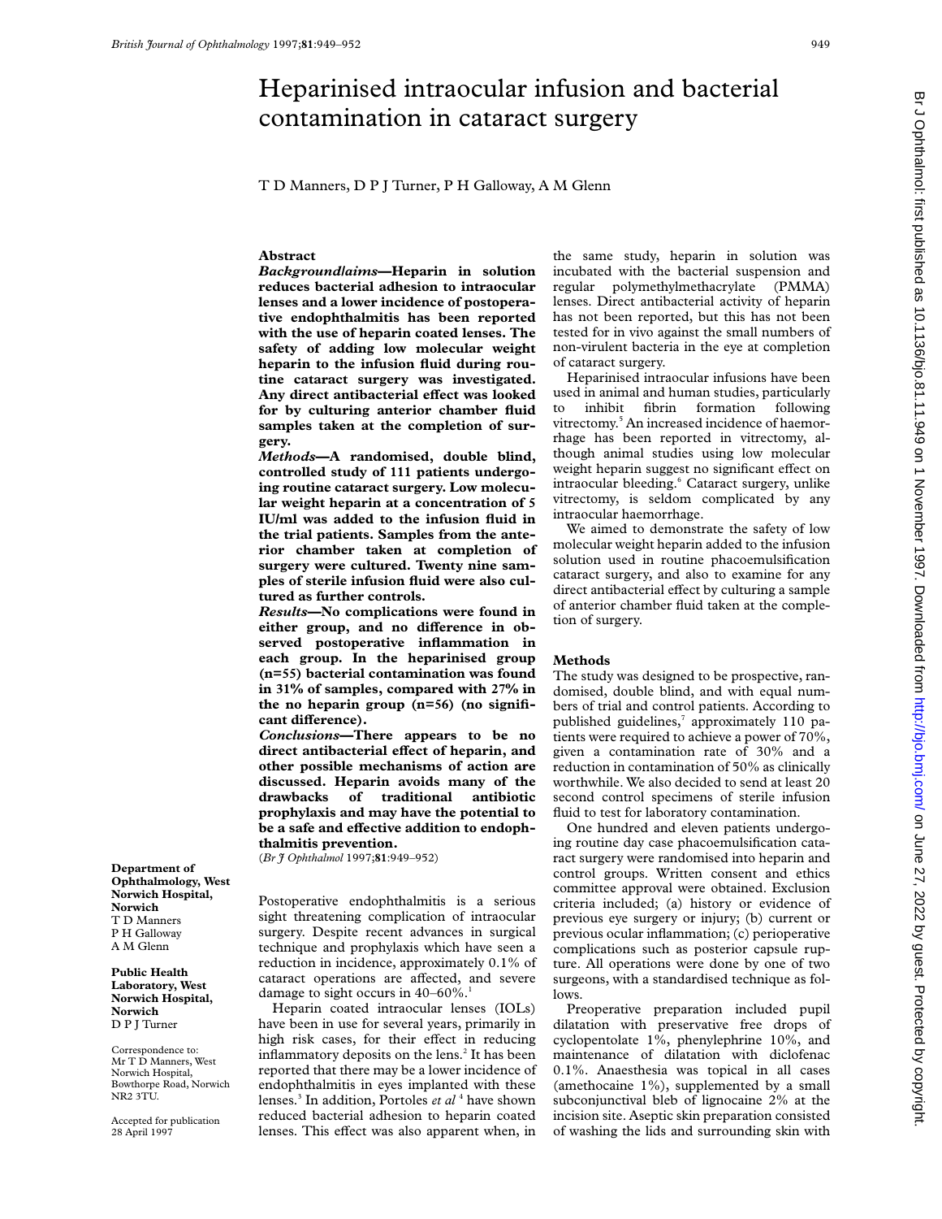# Heparinised intraocular infusion and bacterial contamination in cataract surgery

T D Manners, D P J Turner, P H Galloway, A M Glenn

## Abstract

***Background/aims*—Heparin in solution reduces bacterial adhesion to intraocular lenses and a lower incidence of postoperative endophthalmitis has been reported with the use of heparin coated lenses. The safety of adding low molecular weight heparin to the infusion fluid during routine cataract surgery was investigated. Any direct antibacterial effect was looked for by culturing anterior chamber fluid samples taken at the completion of surgery.**

***Methods*—A randomised, double blind, controlled study of 111 patients undergoing routine cataract surgery. Low molecular weight heparin at a concentration of 5 IU/ml was added to the infusion fluid in the trial patients. Samples from the anterior chamber taken at completion of surgery were cultured. Twenty nine samples of sterile infusion fluid were also cultured as further controls.**

***Results*—No complications were found in either group, and no difference in observed postoperative inflammation in each group. In the heparinised group (n=55) bacterial contamination was found in 31% of samples, compared with 27% in the no heparin group (n=56) (no significant difference).**

***Conclusions*—There appears to be no direct antibacterial effect of heparin, and other possible mechanisms of action are discussed. Heparin avoids many of the drawbacks of traditional antibiotic prophylaxis and may have the potential to be a safe and effective addition to endophthalmitis prevention.**

(*Br J Ophthalmol* 1997;**81**:949–952)

**Department of Ophthalmology, West Norwich Hospital, Norwich**
T D Manners
P H Galloway
A M Glenn

**Public Health Laboratory, West Norwich Hospital, Norwich**
D P J Turner

Correspondence to: Mr T D Manners, West Norwich Hospital, Bowthorpe Road, Norwich NR2 3TU.

Accepted for publication 28 April 1997

Postoperative endophthalmitis is a serious sight threatening complication of intraocular surgery. Despite recent advances in surgical technique and prophylaxis which have seen a reduction in incidence, approximately 0.1% of cataract operations are affected, and severe damage to sight occurs in 40–60%.[1]

Heparin coated intraocular lenses (IOLs) have been in use for several years, primarily in high risk cases, for their effect in reducing inflammatory deposits on the lens.[2] It has been reported that there may be a lower incidence of endophthalmitis in eyes implanted with these lenses.[3] In addition, Portoles *et al*[4] have shown reduced bacterial adhesion to heparin coated lenses. This effect was also apparent when, in the same study, heparin in solution was incubated with the bacterial suspension and regular polymethylmethacrylate (PMMA) lenses. Direct antibacterial activity of heparin has not been reported, but this has not been tested for in vivo against the small numbers of non-virulent bacteria in the eye at completion of cataract surgery.

Heparinised intraocular infusions have been used in animal and human studies, particularly to inhibit fibrin formation following vitrectomy.[5] An increased incidence of haemorrhage has been reported in vitrectomy, although animal studies using low molecular weight heparin suggest no significant effect on intraocular bleeding.[6] Cataract surgery, unlike vitrectomy, is seldom complicated by any intraocular haemorrhage.

We aimed to demonstrate the safety of low molecular weight heparin added to the infusion solution used in routine phacoemulsification cataract surgery, and also to examine for any direct antibacterial effect by culturing a sample of anterior chamber fluid taken at the completion of surgery.

## Methods

The study was designed to be prospective, randomised, double blind, and with equal numbers of trial and control patients. According to published guidelines,[7] approximately 110 patients were required to achieve a power of 70%, given a contamination rate of 30% and a reduction in contamination of 50% as clinically worthwhile. We also decided to send at least 20 second control specimens of sterile infusion fluid to test for laboratory contamination.

One hundred and eleven patients undergoing routine day case phacoemulsification cataract surgery were randomised into heparin and control groups. Written consent and ethics committee approval were obtained. Exclusion criteria included; (a) history or evidence of previous eye surgery or injury; (b) current or previous ocular inflammation; (c) perioperative complications such as posterior capsule rupture. All operations were done by one of two surgeons, with a standardised technique as follows.

Preoperative preparation included pupil dilatation with preservative free drops of cyclopentolate 1%, phenylephrine 10%, and maintenance of dilatation with diclofenac 0.1%. Anaesthesia was topical in all cases (amethocaine 1%), supplemented by a small subconjunctival bleb of lignocaine 2% at the incision site. Aseptic skin preparation consisted of washing the lids and surrounding skin with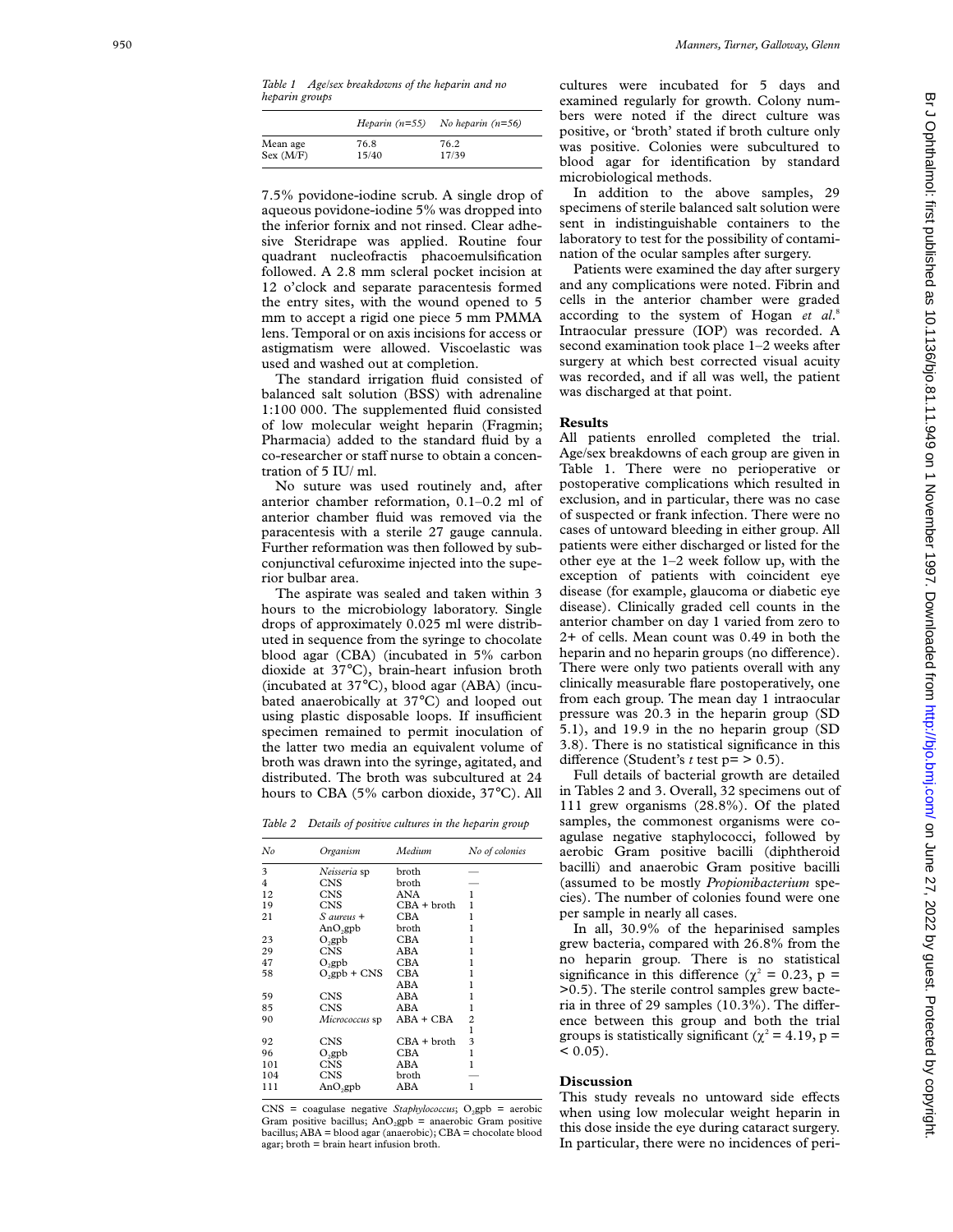*Table 1 Age/sex breakdowns of the heparin and no heparin groups*

| | *Heparin (n=55)* | *No heparin (n=56)* |
|---|---|---|
| Mean age | 76.8 | 76.2 |
| Sex (M/F) | 15/40 | 17/39 |

7.5% povidone-iodine scrub. A single drop of aqueous povidone-iodine 5% was dropped into the inferior fornix and not rinsed. Clear adhesive Steridrape was applied. Routine four quadrant nucleofractis phacoemulsification followed. A 2.8 mm scleral pocket incision at 12 o'clock and separate paracentesis formed the entry sites, with the wound opened to 5 mm to accept a rigid one piece 5 mm PMMA lens. Temporal or on axis incisions for access or astigmatism were allowed. Viscoelastic was used and washed out at completion.

The standard irrigation fluid consisted of balanced salt solution (BSS) with adrenaline 1:100 000. The supplemented fluid consisted of low molecular weight heparin (Fragmin; Pharmacia) added to the standard fluid by a co-researcher or staff nurse to obtain a concentration of 5 IU/ ml.

No suture was used routinely and, after anterior chamber reformation, 0.1–0.2 ml of anterior chamber fluid was removed via the paracentesis with a sterile 27 gauge cannula. Further reformation was then followed by subconjunctival cefuroxime injected into the superior bulbar area.

The aspirate was sealed and taken within 3 hours to the microbiology laboratory. Single drops of approximately 0.025 ml were distributed in sequence from the syringe to chocolate blood agar (CBA) (incubated in 5% carbon dioxide at 37°C), brain-heart infusion broth (incubated at 37°C), blood agar (ABA) (incubated anaerobically at 37°C) and looped out using plastic disposable loops. If insufficient specimen remained to permit inoculation of the latter two media an equivalent volume of broth was drawn into the syringe, agitated, and distributed. The broth was subcultured at 24 hours to CBA (5% carbon dioxide, 37°C). All cultures were incubated for 5 days and examined regularly for growth. Colony numbers were noted if the direct culture was positive, or 'broth' stated if broth culture only was positive. Colonies were subcultured to blood agar for identification by standard microbiological methods.

In addition to the above samples, 29 specimens of sterile balanced salt solution were sent in indistinguishable containers to the laboratory to test for the possibility of contamination of the ocular samples after surgery.

Patients were examined the day after surgery and any complications were noted. Fibrin and cells in the anterior chamber were graded according to the system of Hogan *et al*.[8] Intraocular pressure (IOP) was recorded. A second examination took place 1–2 weeks after surgery at which best corrected visual acuity was recorded, and if all was well, the patient was discharged at that point.

*Table 2 Details of positive cultures in the heparin group*

| *No* | *Organism* | *Medium* | *No of colonies* |
|---|---|---|---|
| 3 | *Neisseria* sp | broth | — |
| 4 | CNS | broth | — |
| 12 | CNS | ANA | 1 |
| 19 | CNS | CBA + broth | 1 |
| 21 | *S aureus* + | CBA | 1 |
| | $AnO_2$gpb | broth | 1 |
| 23 | $O_2$gpb | CBA | 1 |
| 29 | CNS | ABA | 1 |
| 47 | $O_2$gpb | CBA | 1 |
| 58 | $O_2$gpb + CNS | CBA | 1 |
| | | ABA | 1 |
| 59 | CNS | ABA | 1 |
| 85 | CNS | ABA | 1 |
| 90 | *Micrococcus* sp | ABA + CBA | 2 |
| | | | 1 |
| 92 | CNS | CBA + broth | 3 |
| 96 | $O_2$gpb | CBA | 1 |
| 101 | CNS | ABA | 1 |
| 104 | CNS | broth | — |
| 111 | $AnO_2$gpb | ABA | 1 |

CNS = coagulase negative *Staphylococcus*; $O_2$gpb = aerobic Gram positive bacillus; $AnO_2$gpb = anaerobic Gram positive bacillus; ABA = blood agar (anaerobic); CBA = chocolate blood agar; broth = brain heart infusion broth.

## Results

All patients enrolled completed the trial. Age/sex breakdowns of each group are given in Table 1. There were no perioperative or postoperative complications which resulted in exclusion, and in particular, there was no case of suspected or frank infection. There were no cases of untoward bleeding in either group. All patients were either discharged or listed for the other eye at the 1–2 week follow up, with the exception of patients with coincident eye disease (for example, glaucoma or diabetic eye disease). Clinically graded cell counts in the anterior chamber on day 1 varied from zero to 2+ of cells. Mean count was 0.49 in both the heparin and no heparin groups (no difference). There were only two patients overall with any clinically measurable flare postoperatively, one from each group. The mean day 1 intraocular pressure was 20.3 in the heparin group (SD 5.1), and 19.9 in the no heparin group (SD 3.8). There is no statistical significance in this difference (Student's *t* test p= > 0.5).

Full details of bacterial growth are detailed in Tables 2 and 3. Overall, 32 specimens out of 111 grew organisms (28.8%). Of the plated samples, the commonest organisms were coagulase negative staphylococci, followed by aerobic Gram positive bacilli (diphtheroid bacilli) and anaerobic Gram positive bacilli (assumed to be mostly *Propionibacterium* species). The number of colonies found were one per sample in nearly all cases.

In all, 30.9% of the heparinised samples grew bacteria, compared with 26.8% from the no heparin group. There is no statistical significance in this difference ($\chi^2 = 0.23$, p = >0.5). The sterile control samples grew bacteria in three of 29 samples (10.3%). The difference between this group and both the trial groups is statistically significant ($\chi^2 = 4.19$, p = < 0.05).

## Discussion

This study reveals no untoward side effects when using low molecular weight heparin in this dose inside the eye during cataract surgery. In particular, there were no incidences of peri-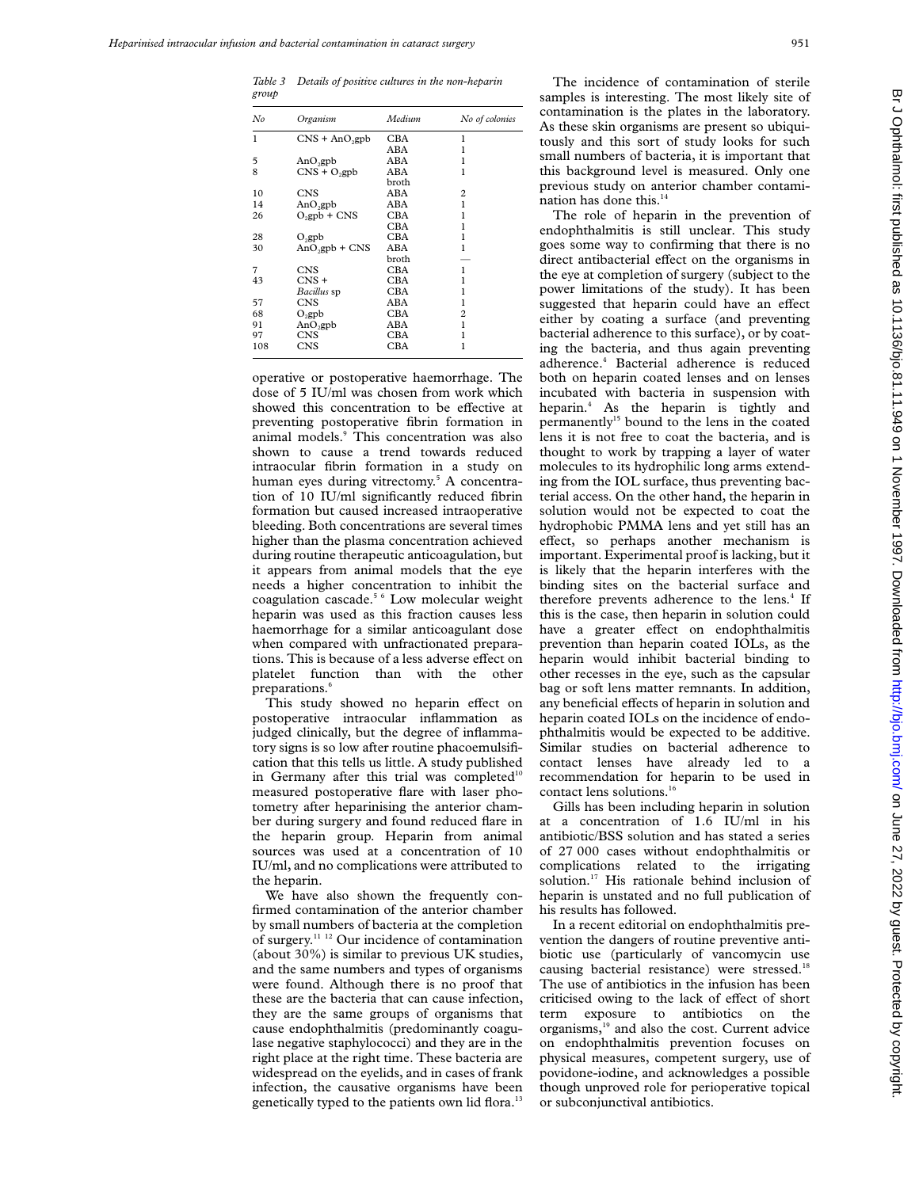*Table 3 Details of positive cultures in the non-heparin group*

| No | Organism | Medium | No of colonies |
|---|---|---|---|
| 1 | CNS + $AnO_2$gpb | CBA | 1 |
| | | ABA | 1 |
| 5 | $AnO_2$gpb | ABA | 1 |
| 8 | CNS + $O_2$gpb | ABA | 1 |
| | | broth | |
| 10 | CNS | ABA | 2 |
| 14 | $AnO_2$gpb | ABA | 1 |
| 26 | $O_2$gpb + CNS | CBA | 1 |
| | | CBA | 1 |
| 28 | $O_2$gpb | CBA | 1 |
| 30 | $AnO_2$gpb + CNS | ABA | 1 |
| | | broth | — |
| 7 | CNS | CBA | 1 |
| 43 | CNS + | CBA | 1 |
| | *Bacillus* sp | CBA | 1 |
| 57 | CNS | ABA | 1 |
| 68 | $O_2$gpb | CBA | 2 |
| 91 | $AnO_2$gpb | ABA | 1 |
| 97 | CNS | CBA | 1 |
| 108 | CNS | CBA | 1 |

operative or postoperative haemorrhage. The dose of 5 IU/ml was chosen from work which showed this concentration to be effective at preventing postoperative fibrin formation in animal models.[9] This concentration was also shown to cause a trend towards reduced intraocular fibrin formation in a study on human eyes during vitrectomy.[5] A concentration of 10 IU/ml significantly reduced fibrin formation but caused increased intraoperative bleeding. Both concentrations are several times higher than the plasma concentration achieved during routine therapeutic anticoagulation, but it appears from animal models that the eye needs a higher concentration to inhibit the coagulation cascade.[5,6] Low molecular weight heparin was used as this fraction causes less haemorrhage for a similar anticoagulant dose when compared with unfractionated preparations. This is because of a less adverse effect on platelet function than with the other preparations.[6]

This study showed no heparin effect on postoperative intraocular inflammation as judged clinically, but the degree of inflammatory signs is so low after routine phacoemulsification that this tells us little. A study published in Germany after this trial was completed[10] measured postoperative flare with laser photometry after heparinising the anterior chamber during surgery and found reduced flare in the heparin group. Heparin from animal sources was used at a concentration of 10 IU/ml, and no complications were attributed to the heparin.

We have also shown the frequently confirmed contamination of the anterior chamber by small numbers of bacteria at the completion of surgery.[11,12] Our incidence of contamination (about 30%) is similar to previous UK studies, and the same numbers and types of organisms were found. Although there is no proof that these are the bacteria that can cause infection, they are the same groups of organisms that cause endophthalmitis (predominantly coagulase negative staphylococci) and they are in the right place at the right time. These bacteria are widespread on the eyelids, and in cases of frank infection, the causative organisms have been genetically typed to the patients own lid flora.[13]

The incidence of contamination of sterile samples is interesting. The most likely site of contamination is the plates in the laboratory. As these skin organisms are present so ubiquitously and this sort of study looks for such small numbers of bacteria, it is important that this background level is measured. Only one previous study on anterior chamber contamination has done this.[14]

The role of heparin in the prevention of endophthalmitis is still unclear. This study goes some way to confirming that there is no direct antibacterial effect on the organisms in the eye at completion of surgery (subject to the power limitations of the study). It has been suggested that heparin could have an effect either by coating a surface (and preventing bacterial adherence to this surface), or by coating the bacteria, and thus again preventing adherence.[4] Bacterial adherence is reduced both on heparin coated lenses and on lenses incubated with bacteria in suspension with heparin.[4] As the heparin is tightly and permanently[15] bound to the lens in the coated lens it is not free to coat the bacteria, and is thought to work by trapping a layer of water molecules to its hydrophilic long arms extending from the IOL surface, thus preventing bacterial access. On the other hand, the heparin in solution would not be expected to coat the hydrophobic PMMA lens and yet still has an effect, so perhaps another mechanism is important. Experimental proof is lacking, but it is likely that the heparin interferes with the binding sites on the bacterial surface and therefore prevents adherence to the lens.[4] If this is the case, then heparin in solution could have a greater effect on endophthalmitis prevention than heparin coated IOLs, as the heparin would inhibit bacterial binding to other recesses in the eye, such as the capsular bag or soft lens matter remnants. In addition, any beneficial effects of heparin in solution and heparin coated IOLs on the incidence of endophthalmitis would be expected to be additive. Similar studies on bacterial adherence to contact lenses have already led to a recommendation for heparin to be used in contact lens solutions.[16]

Gills has been including heparin in solution at a concentration of 1.6 IU/ml in his antibiotic/BSS solution and has stated a series of 27 000 cases without endophthalmitis or complications related to the irrigating solution.[17] His rationale behind inclusion of heparin is unstated and no full publication of his results has followed.

In a recent editorial on endophthalmitis prevention the dangers of routine preventive antibiotic use (particularly of vancomycin use causing bacterial resistance) were stressed.[18] The use of antibiotics in the infusion has been criticised owing to the lack of effect of short term exposure to antibiotics on the organisms,[19] and also the cost. Current advice on endophthalmitis prevention focuses on physical measures, competent surgery, use of povidone-iodine, and acknowledges a possible though unproved role for perioperative topical or subconjunctival antibiotics.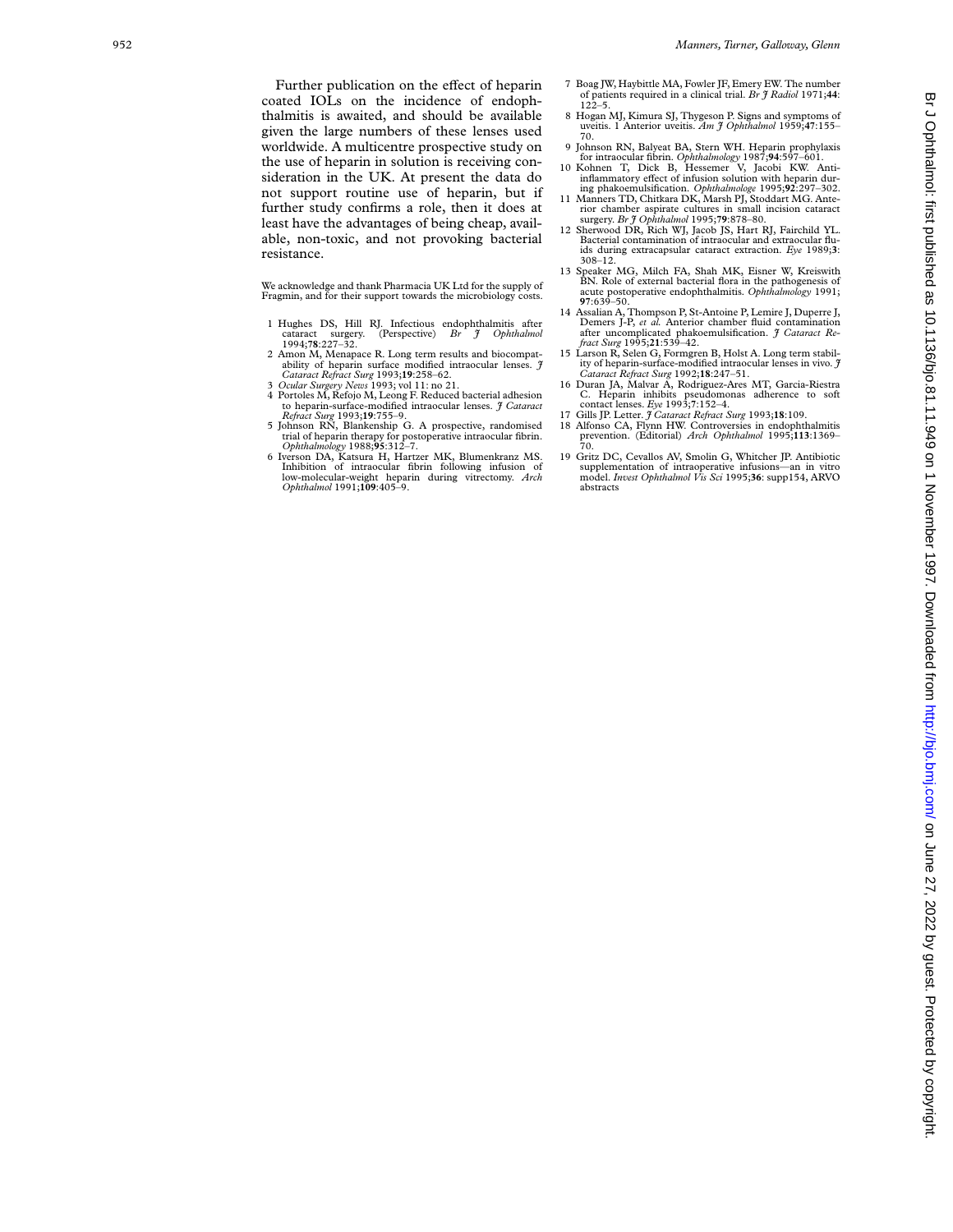Further publication on the effect of heparin coated IOLs on the incidence of endophthalmitis is awaited, and should be available given the large numbers of these lenses used worldwide. A multicentre prospective study on the use of heparin in solution is receiving consideration in the UK. At present the data do not support routine use of heparin, but if further study confirms a role, then it does at least have the advantages of being cheap, available, non-toxic, and not provoking bacterial resistance.

We acknowledge and thank Pharmacia UK Ltd for the supply of Fragmin, and for their support towards the microbiology costs.

1 Hughes DS, Hill RJ. Infectious endophthalmitis after cataract surgery. (Perspective) *Br J Ophthalmol* 1994;**78**:227–32.
2 Amon M, Menapace R. Long term results and biocompatability of heparin surface modified intraocular lenses. *J Cataract Refract Surg* 1993;**19**:258–62.
3 *Ocular Surgery News* 1993; vol 11: no 21.
4 Portoles M, Refojo M, Leong F. Reduced bacterial adhesion to heparin-surface-modified intraocular lenses. *J Cataract Refract Surg* 1993;**19**:755–9.
5 Johnson RN, Blankenship G. A prospective, randomised trial of heparin therapy for postoperative intraocular fibrin. *Ophthalmology* 1988;**95**:312–7.
6 Iverson DA, Katsura H, Hartzer MK, Blumenkranz MS. Inhibition of intraocular fibrin following infusion of low-molecular-weight heparin during vitrectomy. *Arch Ophthalmol* 1991;**109**:405–9.
7 Boag JW, Haybittle MA, Fowler JF, Emery EW. The number of patients required in a clinical trial. *Br J Radiol* 1971;**44**: 122–5.
8 Hogan MJ, Kimura SJ, Thygeson P. Signs and symptoms of uveitis. 1 Anterior uveitis. *Am J Ophthalmol* 1959;**47**:155–70.
9 Johnson RN, Balyeat BA, Stern WH. Heparin prophylaxis for intraocular fibrin. *Ophthalmology* 1987;**94**:597–601.
10 Kohnen T, Dick B, Hessemer V, Jacobi KW. Anti-inflammatory effect of infusion solution with heparin during phakoemulsification. *Ophthalmologe* 1995;**92**:297–302.
11 Manners TD, Chitkara DK, Marsh PJ, Stoddart MG. Anterior chamber aspirate cultures in small incision cataract surgery. *Br J Ophthalmol* 1995;**79**:878–80.
12 Sherwood DR, Rich WJ, Jacob JS, Hart RJ, Fairchild YL. Bacterial contamination of intraocular and extraocular fluids during extracapsular cataract extraction. *Eye* 1989;**3**: 308–12.
13 Speaker MG, Milch FA, Shah MK, Eisner W, Kreiswith BN. Role of external bacterial flora in the pathogenesis of acute postoperative endophthalmitis. *Ophthalmology* 1991; **97**:639–50.
14 Assalian A, Thompson P, St-Antoine P, Lemire J, Duperre J, Demers J-P, *et al.* Anterior chamber fluid contamination after uncomplicated phakoemulsification. *J Cataract Refract Surg* 1995;**21**:539–42.
15 Larson R, Selen G, Formgren B, Holst A. Long term stability of heparin-surface-modified intraocular lenses in vivo. *J Cataract Refract Surg* 1992;**18**:247–51.
16 Duran JA, Malvar A, Rodriguez-Ares MT, Garcia-Riestra C. Heparin inhibits pseudomonas adherence to soft contact lenses. *Eye* 1993;7:152–4.
17 Gills JP. Letter. *J Cataract Refract Surg* 1993;**18**:109.
18 Alfonso CA, Flynn HW. Controversies in endophthalmitis prevention. (Editorial) *Arch Ophthalmol* 1995;**113**:1369–70.
19 Gritz DC, Cevallos AV, Smolin G, Whitcher JP. Antibiotic supplementation of intraoperative infusions—an in vitro model. *Invest Ophthalmol Vis Sci* 1995;**36**: supp154, ARVO abstracts